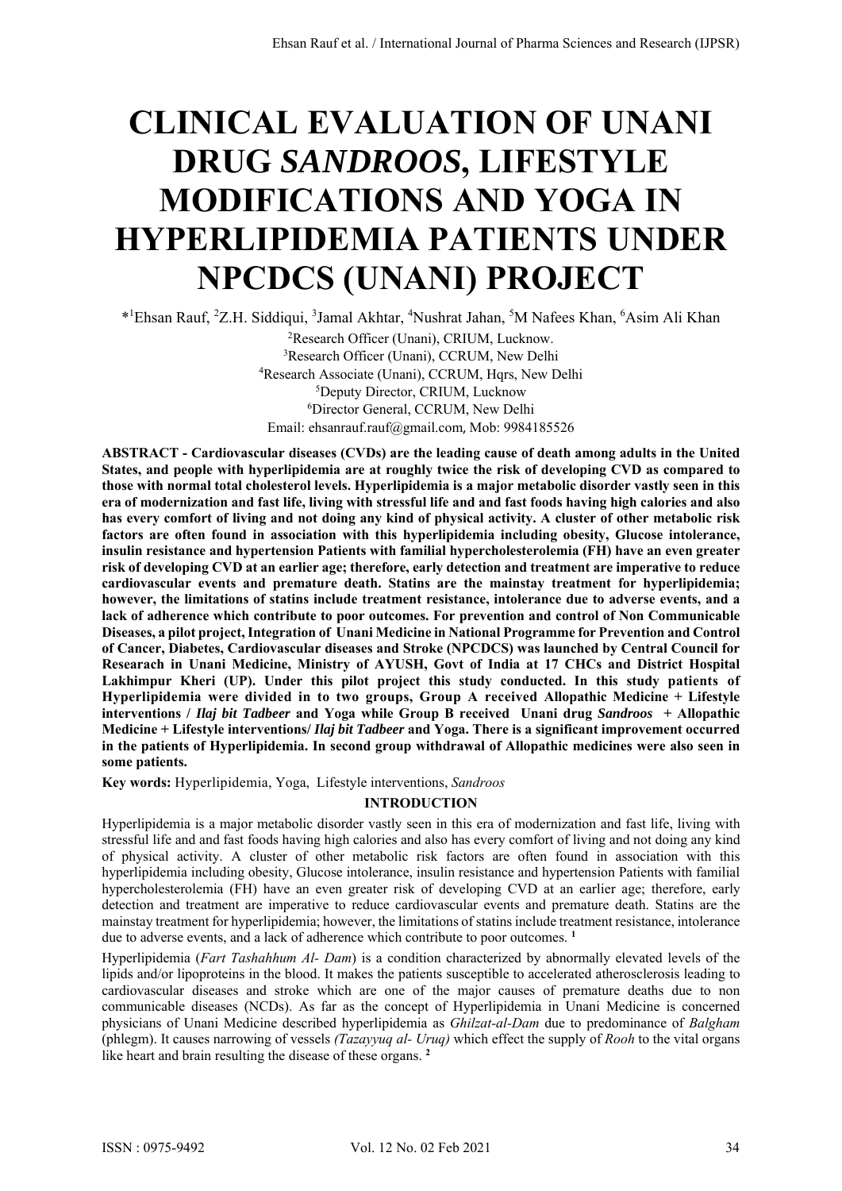# CLINICAL EVALUATION OF UNANI DRUG *SANDROOS*, LIFESTYLE MODIFICATIONS AND YOGA IN HYPERLIPIDEMIA PATIENTS UNDER NPCDCS (UNANI) PROJECT

*[1]Ehsan Rauf, [2]Z.H. Siddiqui, [3]Jamal Akhtar, [4]Nushrat Jahan, [5]M Nafees Khan, [6]Asim Ali Khan

[2]Research Officer (Unani), CRIUM, Lucknow.
[3]Research Officer (Unani), CCRUM, New Delhi
[4]Research Associate (Unani), CCRUM, Hqrs, New Delhi
[5]Deputy Director, CRIUM, Lucknow
[6]Director General, CCRUM, New Delhi
Email: ehsanrauf.rauf@gmail.com, Mob: 9984185526

**ABSTRACT - Cardiovascular diseases (CVDs) are the leading cause of death among adults in the United States, and people with hyperlipidemia are at roughly twice the risk of developing CVD as compared to those with normal total cholesterol levels. Hyperlipidemia is a major metabolic disorder vastly seen in this era of modernization and fast life, living with stressful life and and fast foods having high calories and also has every comfort of living and not doing any kind of physical activity. A cluster of other metabolic risk factors are often found in association with this hyperlipidemia including obesity, Glucose intolerance, insulin resistance and hypertension Patients with familial hypercholesterolemia (FH) have an even greater risk of developing CVD at an earlier age; therefore, early detection and treatment are imperative to reduce cardiovascular events and premature death. Statins are the mainstay treatment for hyperlipidemia; however, the limitations of statins include treatment resistance, intolerance due to adverse events, and a lack of adherence which contribute to poor outcomes. For prevention and control of Non Communicable Diseases, a pilot project, Integration of Unani Medicine in National Programme for Prevention and Control of Cancer, Diabetes, Cardiovascular diseases and Stroke (NPCDCS) was launched by Central Council for Researach in Unani Medicine, Ministry of AYUSH, Govt of India at 17 CHCs and District Hospital Lakhimpur Kheri (UP). Under this pilot project this study conducted. In this study patients of Hyperlipidemia were divided in to two groups, Group A received Allopathic Medicine + Lifestyle interventions / *Ilaj bit Tadbeer* and Yoga while Group B received Unani drug *Sandroos* + Allopathic Medicine + Lifestyle interventions/ *Ilaj bit Tadbeer* and Yoga. There is a significant improvement occurred in the patients of Hyperlipidemia. In second group withdrawal of Allopathic medicines were also seen in some patients.**

**Key words:** Hyperlipidemia, Yoga, Lifestyle interventions, *Sandroos*

## INTRODUCTION

Hyperlipidemia is a major metabolic disorder vastly seen in this era of modernization and fast life, living with stressful life and and fast foods having high calories and also has every comfort of living and not doing any kind of physical activity. A cluster of other metabolic risk factors are often found in association with this hyperlipidemia including obesity, Glucose intolerance, insulin resistance and hypertension Patients with familial hypercholesterolemia (FH) have an even greater risk of developing CVD at an earlier age; therefore, early detection and treatment are imperative to reduce cardiovascular events and premature death. Statins are the mainstay treatment for hyperlipidemia; however, the limitations of statins include treatment resistance, intolerance due to adverse events, and a lack of adherence which contribute to poor outcomes. [1]

Hyperlipidemia (*Fart Tashahhum Al- Dam*) is a condition characterized by abnormally elevated levels of the lipids and/or lipoproteins in the blood. It makes the patients susceptible to accelerated atherosclerosis leading to cardiovascular diseases and stroke which are one of the major causes of premature deaths due to non communicable diseases (NCDs). As far as the concept of Hyperlipidemia in Unani Medicine is concerned physicians of Unani Medicine described hyperlipidemia as *Ghilzat-al-Dam* due to predominance of *Balgham* (phlegm). It causes narrowing of vessels *(Tazayyuq al- Uruq)* which effect the supply of *Rooh* to the vital organs like heart and brain resulting the disease of these organs. [2]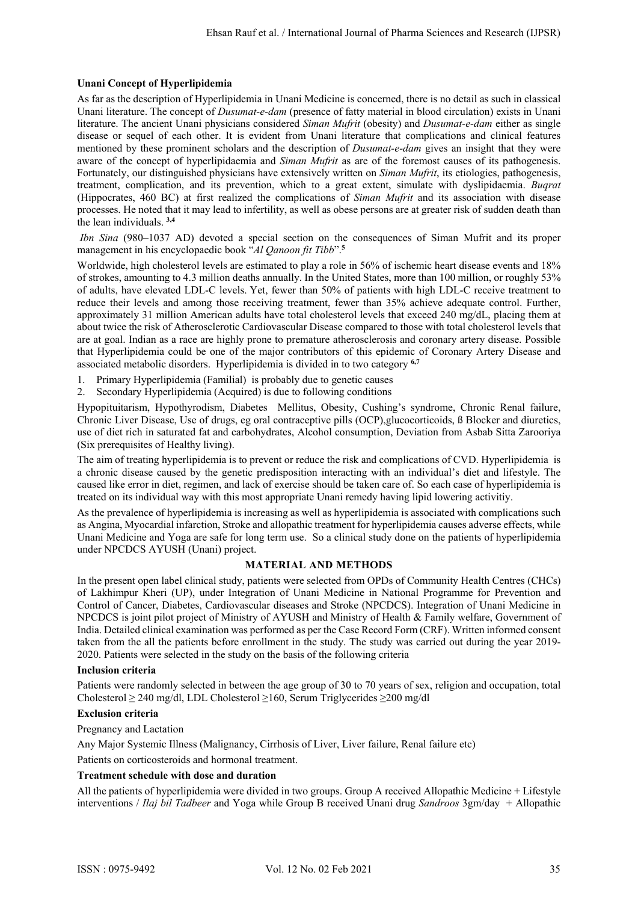### Unani Concept of Hyperlipidemia

As far as the description of Hyperlipidemia in Unani Medicine is concerned, there is no detail as such in classical Unani literature. The concept of *Dusumat-e-dam* (presence of fatty material in blood circulation) exists in Unani literature. The ancient Unani physicians considered *Siman Mufrit* (obesity) and *Dusumat-e-dam* either as single disease or sequel of each other. It is evident from Unani literature that complications and clinical features mentioned by these prominent scholars and the description of *Dusumat-e-dam* gives an insight that they were aware of the concept of hyperlipidaemia and *Siman Mufrit* as are of the foremost causes of its pathogenesis. Fortunately, our distinguished physicians have extensively written on *Siman Mufrit*, its etiologies, pathogenesis, treatment, complication, and its prevention, which to a great extent, simulate with dyslipidaemia. *Buqrat* (Hippocrates, 460 BC) at first realized the complications of *Siman Mufrit* and its association with disease processes. He noted that it may lead to infertility, as well as obese persons are at greater risk of sudden death than the lean individuals. [3,4]

*Ibn Sina* (980–1037 AD) devoted a special section on the consequences of Siman Mufrit and its proper management in his encyclopaedic book "*Al Qanoon fit Tibb*".[5]

Worldwide, high cholesterol levels are estimated to play a role in 56% of ischemic heart disease events and 18% of strokes, amounting to 4.3 million deaths annually. In the United States, more than 100 million, or roughly 53% of adults, have elevated LDL-C levels. Yet, fewer than 50% of patients with high LDL-C receive treatment to reduce their levels and among those receiving treatment, fewer than 35% achieve adequate control. Further, approximately 31 million American adults have total cholesterol levels that exceed 240 mg/dL, placing them at about twice the risk of Atherosclerotic Cardiovascular Disease compared to those with total cholesterol levels that are at goal. Indian as a race are highly prone to premature atherosclerosis and coronary artery disease. Possible that Hyperlipidemia could be one of the major contributors of this epidemic of Coronary Artery Disease and associated metabolic disorders. Hyperlipidemia is divided in to two category [6,7]

1. Primary Hyperlipidemia (Familial) is probably due to genetic causes
2. Secondary Hyperlipidemia (Acquired) is due to following conditions

Hypopituitarism, Hypothyrodism, Diabetes Mellitus, Obesity, Cushing's syndrome, Chronic Renal failure, Chronic Liver Disease, Use of drugs, eg oral contraceptive pills (OCP),glucocorticoids, ß Blocker and diuretics, use of diet rich in saturated fat and carbohydrates, Alcohol consumption, Deviation from Asbab Sitta Zarooriya (Six prerequisites of Healthy living).

The aim of treating hyperlipidemia is to prevent or reduce the risk and complications of CVD. Hyperlipidemia is a chronic disease caused by the genetic predisposition interacting with an individual's diet and lifestyle. The caused like error in diet, regimen, and lack of exercise should be taken care of. So each case of hyperlipidemia is treated on its individual way with this most appropriate Unani remedy having lipid lowering activitiy.

As the prevalence of hyperlipidemia is increasing as well as hyperlipidemia is associated with complications such as Angina, Myocardial infarction, Stroke and allopathic treatment for hyperlipidemia causes adverse effects, while Unani Medicine and Yoga are safe for long term use. So a clinical study done on the patients of hyperlipidemia under NPCDCS AYUSH (Unani) project.

## MATERIAL AND METHODS

In the present open label clinical study, patients were selected from OPDs of Community Health Centres (CHCs) of Lakhimpur Kheri (UP), under Integration of Unani Medicine in National Programme for Prevention and Control of Cancer, Diabetes, Cardiovascular diseases and Stroke (NPCDCS). Integration of Unani Medicine in NPCDCS is joint pilot project of Ministry of AYUSH and Ministry of Health & Family welfare, Government of India. Detailed clinical examination was performed as per the Case Record Form (CRF). Written informed consent taken from the all the patients before enrollment in the study. The study was carried out during the year 2019-2020. Patients were selected in the study on the basis of the following criteria

### Inclusion criteria

Patients were randomly selected in between the age group of 30 to 70 years of sex, religion and occupation, total Cholesterol ≥ 240 mg/dl, LDL Cholesterol ≥160, Serum Triglycerides ≥200 mg/dl

### Exclusion criteria

Pregnancy and Lactation

Any Major Systemic Illness (Malignancy, Cirrhosis of Liver, Liver failure, Renal failure etc)

Patients on corticosteroids and hormonal treatment.

### Treatment schedule with dose and duration

All the patients of hyperlipidemia were divided in two groups. Group A received Allopathic Medicine + Lifestyle interventions / *Ilaj bil Tadbeer* and Yoga while Group B received Unani drug *Sandroos* 3gm/day + Allopathic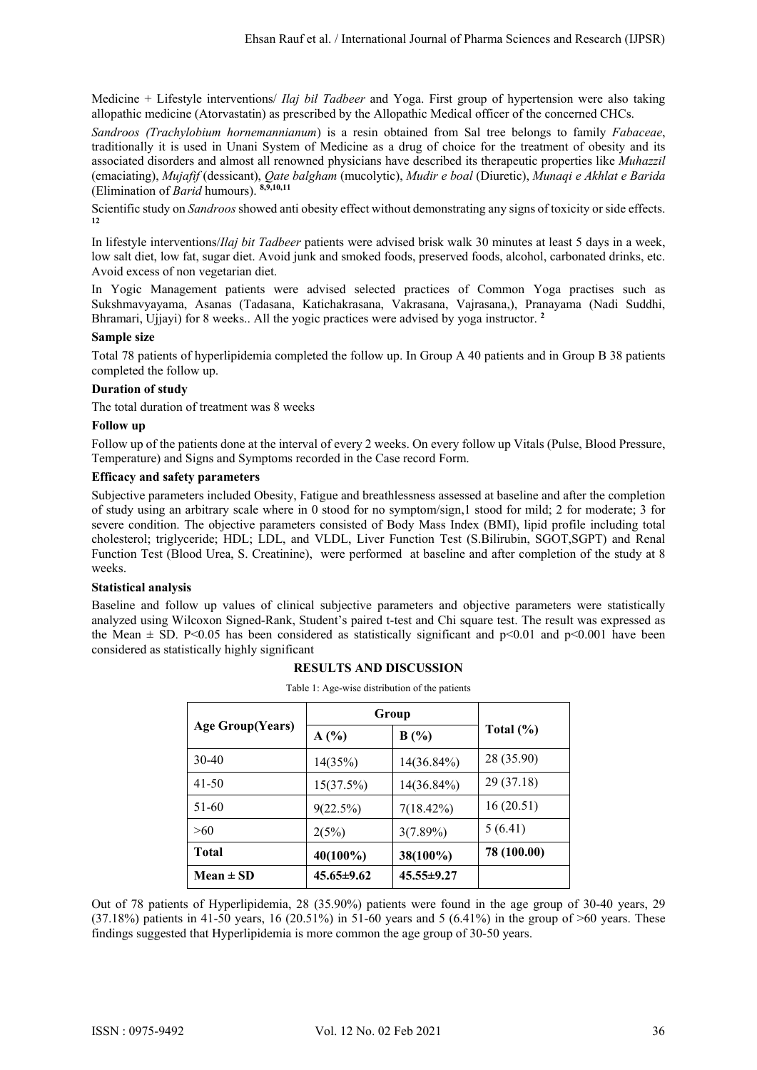Medicine + Lifestyle interventions/ *Ilaj bil Tadbeer* and Yoga. First group of hypertension were also taking allopathic medicine (Atorvastatin) as prescribed by the Allopathic Medical officer of the concerned CHCs.

*Sandroos (Trachylobium hornemannianum*) is a resin obtained from Sal tree belongs to family *Fabaceae*, traditionally it is used in Unani System of Medicine as a drug of choice for the treatment of obesity and its associated disorders and almost all renowned physicians have described its therapeutic properties like *Muhazzil* (emaciating), *Mujafif* (dessicant), *Qate balgham* (mucolytic), *Mudir e boal* (Diuretic), *Munaqi e Akhlat e Barida* (Elimination of *Barid* humours). [8,9,10,11]

Scientific study on *Sandroos* showed anti obesity effect without demonstrating any signs of toxicity or side effects. [12]

In lifestyle interventions/*Ilaj bit Tadbeer* patients were advised brisk walk 30 minutes at least 5 days in a week, low salt diet, low fat, sugar diet. Avoid junk and smoked foods, preserved foods, alcohol, carbonated drinks, etc. Avoid excess of non vegetarian diet.

In Yogic Management patients were advised selected practices of Common Yoga practises such as Sukshmavyayama, Asanas (Tadasana, Katichakrasana, Vakrasana, Vajrasana,), Pranayama (Nadi Suddhi, Bhramari, Ujjayi) for 8 weeks.. All the yogic practices were advised by yoga instructor. [2]

**Sample size**

Total 78 patients of hyperlipidemia completed the follow up. In Group A 40 patients and in Group B 38 patients completed the follow up.

**Duration of study**

The total duration of treatment was 8 weeks

**Follow up**

Follow up of the patients done at the interval of every 2 weeks. On every follow up Vitals (Pulse, Blood Pressure, Temperature) and Signs and Symptoms recorded in the Case record Form.

**Efficacy and safety parameters**

Subjective parameters included Obesity, Fatigue and breathlessness assessed at baseline and after the completion of study using an arbitrary scale where in 0 stood for no symptom/sign,1 stood for mild; 2 for moderate; 3 for severe condition. The objective parameters consisted of Body Mass Index (BMI), lipid profile including total cholesterol; triglyceride; HDL; LDL, and VLDL, Liver Function Test (S.Bilirubin, SGOT,SGPT) and Renal Function Test (Blood Urea, S. Creatinine), were performed at baseline and after completion of the study at 8 weeks.

**Statistical analysis**

Baseline and follow up values of clinical subjective parameters and objective parameters were statistically analyzed using Wilcoxon Signed-Rank, Student's paired t-test and Chi square test. The result was expressed as the Mean ± SD. $P<0.05$ has been considered as statistically significant and $p<0.01$ and $p<0.001$ have been considered as statistically highly significant

## RESULTS AND DISCUSSION

Table 1: Age-wise distribution of the patients

| Age Group(Years) | Group | | Total (%) |
|---|---|---|---|
| | **A (%)** | **B (%)** | |
| 30-40 | 14(35%) | 14(36.84%) | 28 (35.90) |
| 41-50 | 15(37.5%) | 14(36.84%) | 29 (37.18) |
| 51-60 | 9(22.5%) | 7(18.42%) | 16 (20.51) |
| >60 | 2(5%) | 3(7.89%) | 5 (6.41) |
| **Total** | **40(100%)** | **38(100%)** | **78 (100.00)** |
| **Mean ± SD** | **45.65±9.62** | **45.55±9.27** | |

Out of 78 patients of Hyperlipidemia, 28 (35.90%) patients were found in the age group of 30-40 years, 29 (37.18%) patients in 41-50 years, 16 (20.51%) in 51-60 years and 5 (6.41%) in the group of >60 years. These findings suggested that Hyperlipidemia is more common the age group of 30-50 years.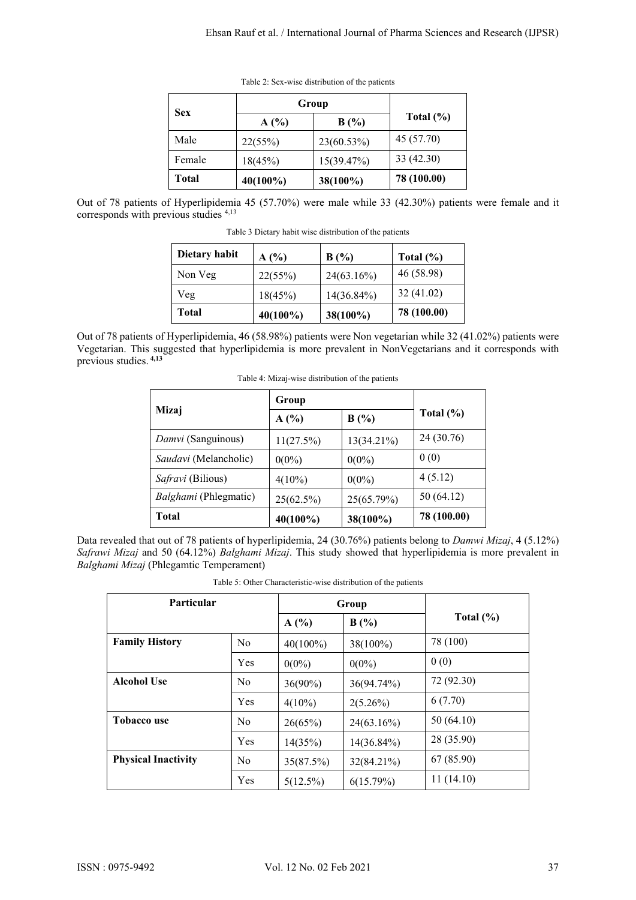Table 2: Sex-wise distribution of the patients

| Sex | Group | | Total (%) |
|---|---|---|---|
| | A (%) | B (%) | |
| Male | 22(55%) | 23(60.53%) | 45 (57.70) |
| Female | 18(45%) | 15(39.47%) | 33 (42.30) |
| **Total** | **40(100%)** | **38(100%)** | **78 (100.00)** |

Out of 78 patients of Hyperlipidemia 45 (57.70%) were male while 33 (42.30%) patients were female and it corresponds with previous studies [4,13]

Table 3 Dietary habit wise distribution of the patients

| Dietary habit | A (%) | B (%) | Total (%) |
|---|---|---|---|
| Non Veg | 22(55%) | 24(63.16%) | 46 (58.98) |
| Veg | 18(45%) | 14(36.84%) | 32 (41.02) |
| **Total** | **40(100%)** | **38(100%)** | **78 (100.00)** |

Out of 78 patients of Hyperlipidemia, 46 (58.98%) patients were Non vegetarian while 32 (41.02%) patients were Vegetarian. This suggested that hyperlipidemia is more prevalent in NonVegetarians and it corresponds with previous studies. [4,13]

Table 4: Mizaj-wise distribution of the patients

| Mizaj | Group | | Total (%) |
|---|---|---|---|
| | A (%) | B (%) | |
| *Damvi* (Sanguinous) | 11(27.5%) | 13(34.21%) | 24 (30.76) |
| *Saudavi* (Melancholic) | 0(0%) | 0(0%) | 0 (0) |
| *Safravi* (Bilious) | 4(10%) | 0(0%) | 4 (5.12) |
| *Balghami* (Phlegmatic) | 25(62.5%) | 25(65.79%) | 50 (64.12) |
| **Total** | **40(100%)** | **38(100%)** | **78 (100.00)** |

Data revealed that out of 78 patients of hyperlipidemia, 24 (30.76%) patients belong to *Damwi Mizaj*, 4 (5.12%) *Safrawi Mizaj* and 50 (64.12%) *Balghami Mizaj*. This study showed that hyperlipidemia is more prevalent in *Balghami Mizaj* (Phlegamtic Temperament)

Table 5: Other Characteristic-wise distribution of the patients

| Particular | | Group | | Total (%) |
|---|---|---|---|---|
| | | A (%) | B (%) | |
| **Family History** | No | 40(100%) | 38(100%) | 78 (100) |
| | Yes | 0(0%) | 0(0%) | 0 (0) |
| **Alcohol Use** | No | 36(90%) | 36(94.74%) | 72 (92.30) |
| | Yes | 4(10%) | 2(5.26%) | 6 (7.70) |
| **Tobacco use** | No | 26(65%) | 24(63.16%) | 50 (64.10) |
| | Yes | 14(35%) | 14(36.84%) | 28 (35.90) |
| **Physical Inactivity** | No | 35(87.5%) | 32(84.21%) | 67 (85.90) |
| | Yes | 5(12.5%) | 6(15.79%) | 11 (14.10) |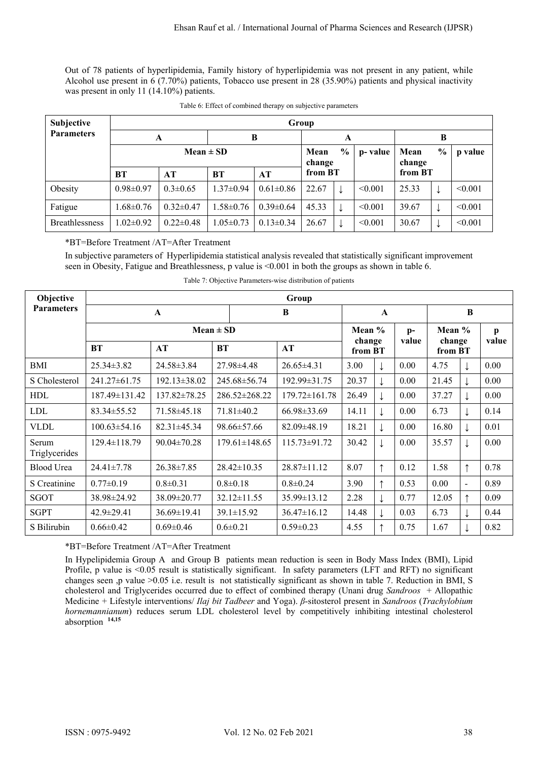Out of 78 patients of hyperlipidemia, Family history of hyperlipidemia was not present in any patient, while Alcohol use present in 6 (7.70%) patients, Tobacco use present in 28 (35.90%) patients and physical inactivity was present in only 11 (14.10%) patients.

Table 6: Effect of combined therapy on subjective parameters

| Subjective Parameters | Group | | | | | | | | | |
|---|---|---|---|---|---|---|---|---|---|---|
| | A | | B | | A | | | B | | |
| | Mean ± SD | | | | Mean change from BT | % | p- value | Mean change from BT | % | p value |
| | BT | AT | BT | AT | | | | | | |
| Obesity | 0.98±0.97 | 0.3±0.65 | 1.37±0.94 | 0.61±0.86 | 22.67 | ↓ | <0.001 | 25.33 | ↓ | <0.001 |
| Fatigue | 1.68±0.76 | 0.32±0.47 | 1.58±0.76 | 0.39±0.64 | 45.33 | ↓ | <0.001 | 39.67 | ↓ | <0.001 |
| Breathlessness | 1.02±0.92 | 0.22±0.48 | 1.05±0.73 | 0.13±0.34 | 26.67 | ↓ | <0.001 | 30.67 | ↓ | <0.001 |

*BT=Before Treatment /AT=After Treatment

In subjective parameters of Hyperlipidemia statistical analysis revealed that statistically significant improvement seen in Obesity, Fatigue and Breathlessness, p value is <0.001 in both the groups as shown in table 6.

Table 7: Objective Parameters-wise distribution of patients

| Objective Parameters | Group | | | | | | | | | |
|---|---|---|---|---|---|---|---|---|---|---|
| | A | | B | | A | | | B | | |
| | Mean ± SD | | | | Mean % change from BT | | p- value | Mean % change from BT | | p value |
| | BT | AT | BT | AT | | | | | | |
| BMI | 25.34±3.82 | 24.58±3.84 | 27.98±4.48 | 26.65±4.31 | 3.00 | ↓ | 0.00 | 4.75 | ↓ | 0.00 |
| S Cholesterol | 241.27±61.75 | 192.13±38.02 | 245.68±56.74 | 192.99±31.75 | 20.37 | ↓ | 0.00 | 21.45 | ↓ | 0.00 |
| HDL | 187.49±131.42 | 137.82±78.25 | 286.52±268.22 | 179.72±161.78 | 26.49 | ↓ | 0.00 | 37.27 | ↓ | 0.00 |
| LDL | 83.34±55.52 | 71.58±45.18 | 71.81±40.2 | 66.98±33.69 | 14.11 | ↓ | 0.00 | 6.73 | ↓ | 0.14 |
| VLDL | 100.63±54.16 | 82.31±45.34 | 98.66±57.66 | 82.09±48.19 | 18.21 | ↓ | 0.00 | 16.80 | ↓ | 0.01 |
| Serum Triglycerides | 129.4±118.79 | 90.04±70.28 | 179.61±148.65 | 115.73±91.72 | 30.42 | ↓ | 0.00 | 35.57 | ↓ | 0.00 |
| Blood Urea | 24.41±7.78 | 26.38±7.85 | 28.42±10.35 | 28.87±11.12 | 8.07 | ↑ | 0.12 | 1.58 | ↑ | 0.78 |
| S Creatinine | 0.77±0.19 | 0.8±0.31 | 0.8±0.18 | 0.8±0.24 | 3.90 | ↑ | 0.53 | 0.00 | - | 0.89 |
| SGOT | 38.98±24.92 | 38.09±20.77 | 32.12±11.55 | 35.99±13.12 | 2.28 | ↓ | 0.77 | 12.05 | ↑ | 0.09 |
| SGPT | 42.9±29.41 | 36.69±19.41 | 39.1±15.92 | 36.47±16.12 | 14.48 | ↓ | 0.03 | 6.73 | ↓ | 0.44 |
| S Bilirubin | 0.66±0.42 | 0.69±0.46 | 0.6±0.21 | 0.59±0.23 | 4.55 | ↑ | 0.75 | 1.67 | ↓ | 0.82 |

*BT=Before Treatment /AT=After Treatment

In Hypelipidemia Group A and Group B patients mean reduction is seen in Body Mass Index (BMI), Lipid Profile, p value is <0.05 result is statistically significant. In safety parameters (LFT and RFT) no significant changes seen ,p value >0.05 i.e. result is not statistically significant as shown in table 7. Reduction in BMI, S cholesterol and Triglycerides occurred due to effect of combined therapy (Unani drug *Sandroos* + Allopathic Medicine + Lifestyle interventions/ *Ilaj bit Tadbeer* and Yoga). *β*-sitosterol present in *Sandroos* (*Trachylobium hornemannianum*) reduces serum LDL cholesterol level by competitively inhibiting intestinal cholesterol absorption [14,15]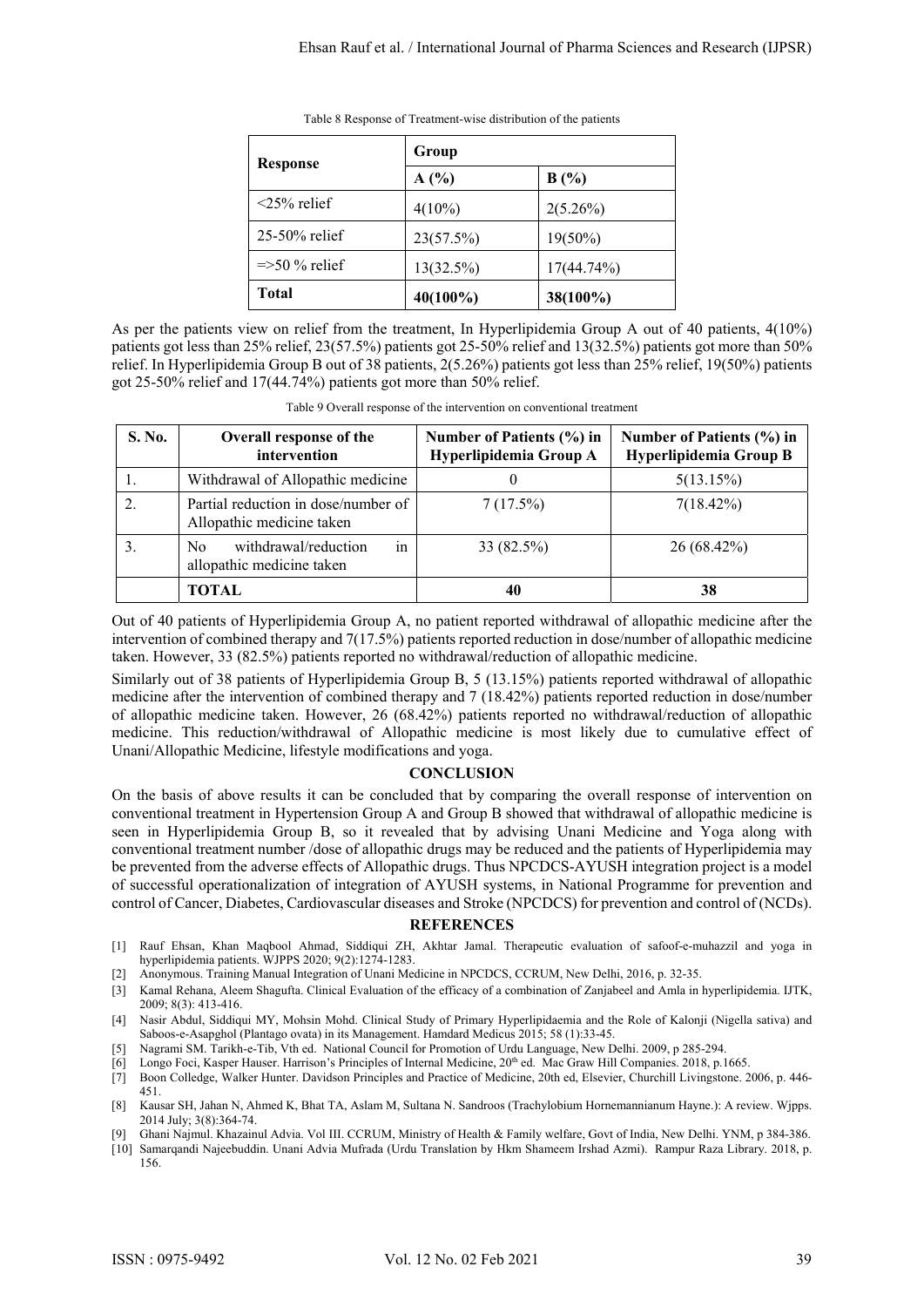Table 8 Response of Treatment-wise distribution of the patients

| Response | Group | |
|---|---|---|
| | A (%) | B (%) |
| <25% relief | 4(10%) | 2(5.26%) |
| 25-50% relief | 23(57.5%) | 19(50%) |
| =>50 % relief | 13(32.5%) | 17(44.74%) |
| **Total** | **40(100%)** | **38(100%)** |

As per the patients view on relief from the treatment, In Hyperlipidemia Group A out of 40 patients, 4(10%) patients got less than 25% relief, 23(57.5%) patients got 25-50% relief and 13(32.5%) patients got more than 50% relief. In Hyperlipidemia Group B out of 38 patients, 2(5.26%) patients got less than 25% relief, 19(50%) patients got 25-50% relief and 17(44.74%) patients got more than 50% relief.

Table 9 Overall response of the intervention on conventional treatment

| S. No. | Overall response of the intervention | Number of Patients (%) in Hyperlipidemia Group A | Number of Patients (%) in Hyperlipidemia Group B |
|---|---|---|---|
| 1. | Withdrawal of Allopathic medicine | 0 | 5(13.15%) |
| 2. | Partial reduction in dose/number of Allopathic medicine taken | 7 (17.5%) | 7(18.42%) |
| 3. | No withdrawal/reduction in allopathic medicine taken | 33 (82.5%) | 26 (68.42%) |
| | **TOTAL** | **40** | **38** |

Out of 40 patients of Hyperlipidemia Group A, no patient reported withdrawal of allopathic medicine after the intervention of combined therapy and 7(17.5%) patients reported reduction in dose/number of allopathic medicine taken. However, 33 (82.5%) patients reported no withdrawal/reduction of allopathic medicine.

Similarly out of 38 patients of Hyperlipidemia Group B, 5 (13.15%) patients reported withdrawal of allopathic medicine after the intervention of combined therapy and 7 (18.42%) patients reported reduction in dose/number of allopathic medicine taken. However, 26 (68.42%) patients reported no withdrawal/reduction of allopathic medicine. This reduction/withdrawal of Allopathic medicine is most likely due to cumulative effect of Unani/Allopathic Medicine, lifestyle modifications and yoga.

## CONCLUSION

On the basis of above results it can be concluded that by comparing the overall response of intervention on conventional treatment in Hypertension Group A and Group B showed that withdrawal of allopathic medicine is seen in Hyperlipidemia Group B, so it revealed that by advising Unani Medicine and Yoga along with conventional treatment number /dose of allopathic drugs may be reduced and the patients of Hyperlipidemia may be prevented from the adverse effects of Allopathic drugs. Thus NPCDCS-AYUSH integration project is a model of successful operationalization of integration of AYUSH systems, in National Programme for prevention and control of Cancer, Diabetes, Cardiovascular diseases and Stroke (NPCDCS) for prevention and control of (NCDs).

## REFERENCES

[1] Rauf Ehsan, Khan Maqbool Ahmad, Siddiqui ZH, Akhtar Jamal. Therapeutic evaluation of safoof-e-muhazzil and yoga in hyperlipidemia patients. WJPPS 2020; 9(2):1274-1283.

[2] Anonymous. Training Manual Integration of Unani Medicine in NPCDCS, CCRUM, New Delhi, 2016, p. 32-35.

[3] Kamal Rehana, Aleem Shagufta. Clinical Evaluation of the efficacy of a combination of Zanjabeel and Amla in hyperlipidemia. IJTK, 2009; 8(3): 413-416.

[4] Nasir Abdul, Siddiqui MY, Mohsin Mohd. Clinical Study of Primary Hyperlipidaemia and the Role of Kalonji (Nigella sativa) and Saboos-e-Asapghol (Plantago ovata) in its Management. Hamdard Medicus 2015; 58 (1):33-45.

[5] Nagrami SM. Tarikh-e-Tib, Vth ed. National Council for Promotion of Urdu Language, New Delhi. 2009, p 285-294.

[6] Longo Foci, Kasper Hauser. Harrison's Principles of Internal Medicine, 20th ed. Mac Graw Hill Companies. 2018, p.1665.

[7] Boon Colledge, Walker Hunter. Davidson Principles and Practice of Medicine, 20th ed, Elsevier, Churchill Livingstone. 2006, p. 446-451.

[8] Kausar SH, Jahan N, Ahmed K, Bhat TA, Aslam M, Sultana N. Sandroos (Trachylobium Hornemannianum Hayne.): A review. Wjpps. 2014 July; 3(8):364-74.

[9] Ghani Najmul. Khazainul Advia. Vol III. CCRUM, Ministry of Health & Family welfare, Govt of India, New Delhi. YNM, p 384-386.

[10] Samarqandi Najeebuddin. Unani Advia Mufrada (Urdu Translation by Hkm Shameem Irshad Azmi). Rampur Raza Library. 2018, p. 156.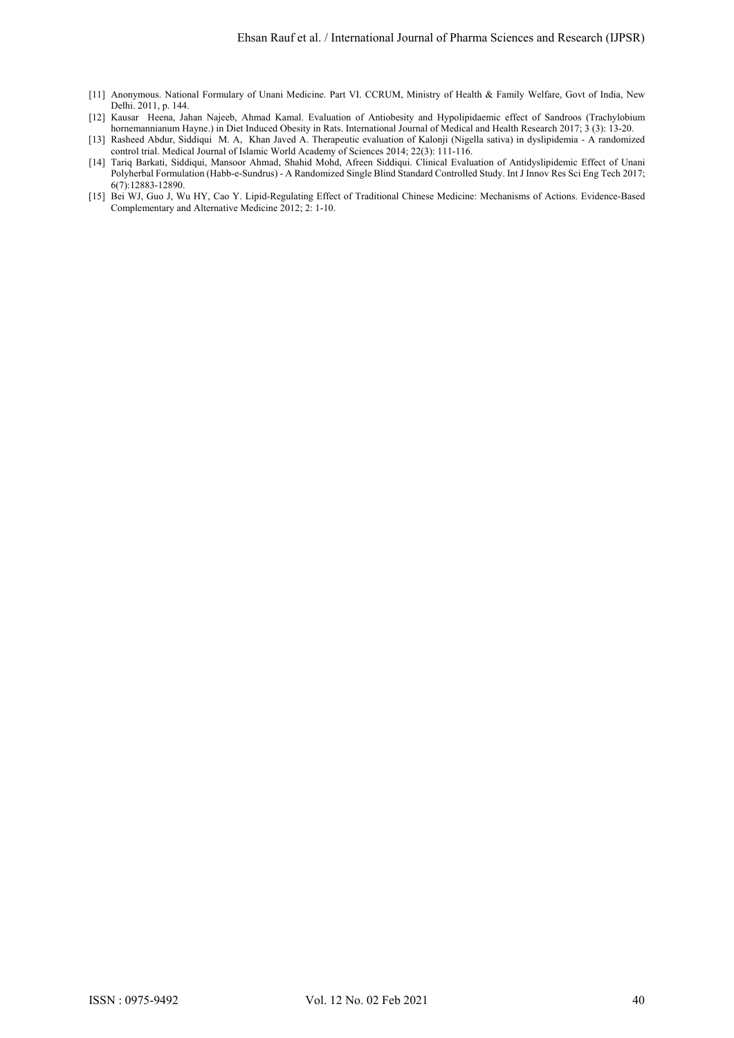[11] Anonymous. National Formulary of Unani Medicine. Part VI. CCRUM, Ministry of Health & Family Welfare, Govt of India, New Delhi. 2011, p. 144.

[12] Kausar Heena, Jahan Najeeb, Ahmad Kamal. Evaluation of Antiobesity and Hypolipidaemic effect of Sandroos (Trachylobium hornemannianum Hayne.) in Diet Induced Obesity in Rats. International Journal of Medical and Health Research 2017; 3 (3): 13-20.

[13] Rasheed Abdur, Siddiqui M. A, Khan Javed A. Therapeutic evaluation of Kalonji (Nigella sativa) in dyslipidemia - A randomized control trial. Medical Journal of Islamic World Academy of Sciences 2014; 22(3): 111-116.

[14] Tariq Barkati, Siddiqui, Mansoor Ahmad, Shahid Mohd, Afreen Siddiqui. Clinical Evaluation of Antidyslipidemic Effect of Unani Polyherbal Formulation (Habb-e-Sundrus) - A Randomized Single Blind Standard Controlled Study. Int J Innov Res Sci Eng Tech 2017; 6(7):12883-12890.

[15] Bei WJ, Guo J, Wu HY, Cao Y. Lipid-Regulating Effect of Traditional Chinese Medicine: Mechanisms of Actions. Evidence-Based Complementary and Alternative Medicine 2012; 2: 1-10.